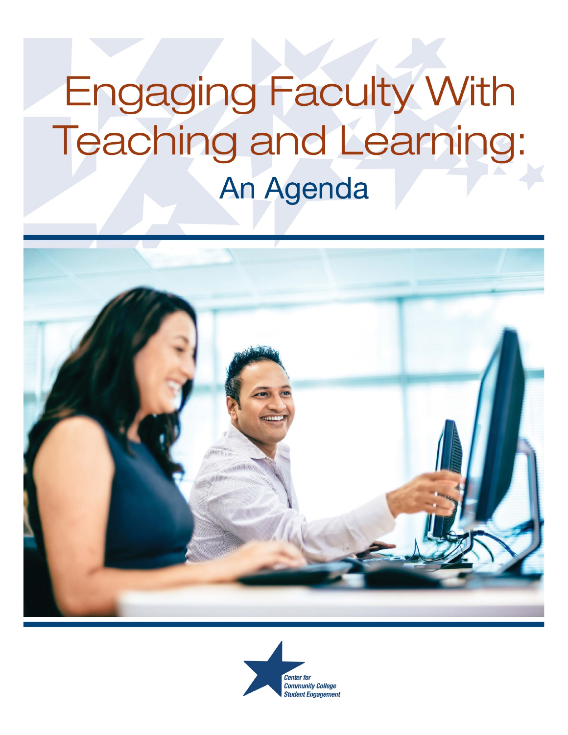# Engaging Faculty With Teaching and Learning:

## An Agenda

Center for Community College Student Engagement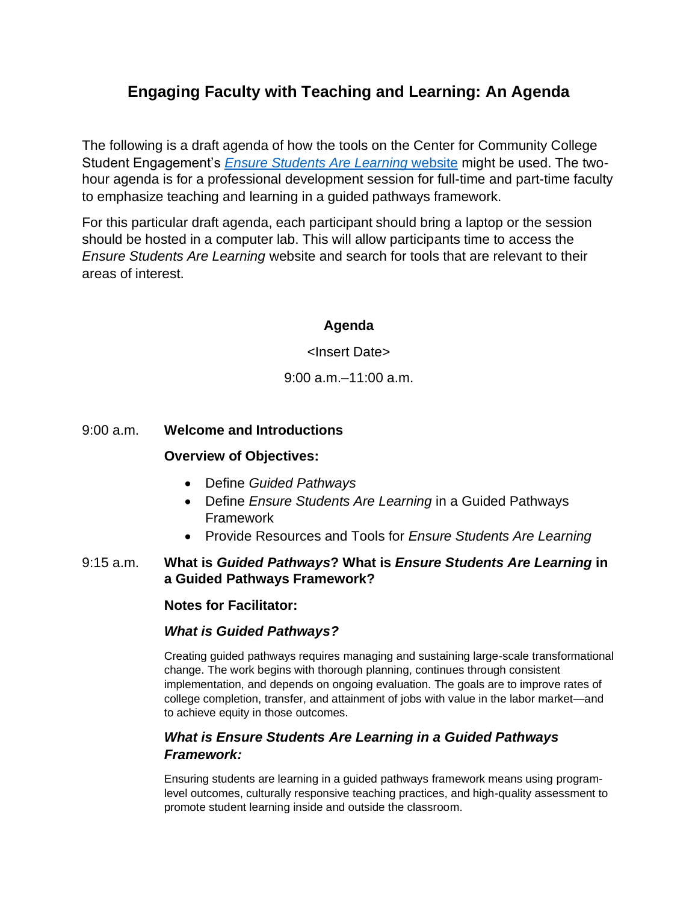# Engaging Faculty with Teaching and Learning: An Agenda

The following is a draft agenda of how the tools on the Center for Community College Student Engagement's [*Ensure Students Are Learning* website] might be used. The two-hour agenda is for a professional development session for full-time and part-time faculty to emphasize teaching and learning in a guided pathways framework.

For this particular draft agenda, each participant should bring a laptop or the session should be hosted in a computer lab. This will allow participants time to access the *Ensure Students Are Learning* website and search for tools that are relevant to their areas of interest.

**Agenda**

<Insert Date>

9:00 a.m.–11:00 a.m.

9:00 a.m. **Welcome and Introductions**

**Overview of Objectives:**

- Define *Guided Pathways*
- Define *Ensure Students Are Learning* in a Guided Pathways Framework
- Provide Resources and Tools for *Ensure Students Are Learning*

9:15 a.m. **What is *Guided Pathways*? What is *Ensure Students Are Learning* in a Guided Pathways Framework?**

**Notes for Facilitator:**

***What is Guided Pathways?***

Creating guided pathways requires managing and sustaining large-scale transformational change. The work begins with thorough planning, continues through consistent implementation, and depends on ongoing evaluation. The goals are to improve rates of college completion, transfer, and attainment of jobs with value in the labor market—and to achieve equity in those outcomes.

***What is Ensure Students Are Learning in a Guided Pathways Framework:***

Ensuring students are learning in a guided pathways framework means using program-level outcomes, culturally responsive teaching practices, and high-quality assessment to promote student learning inside and outside the classroom.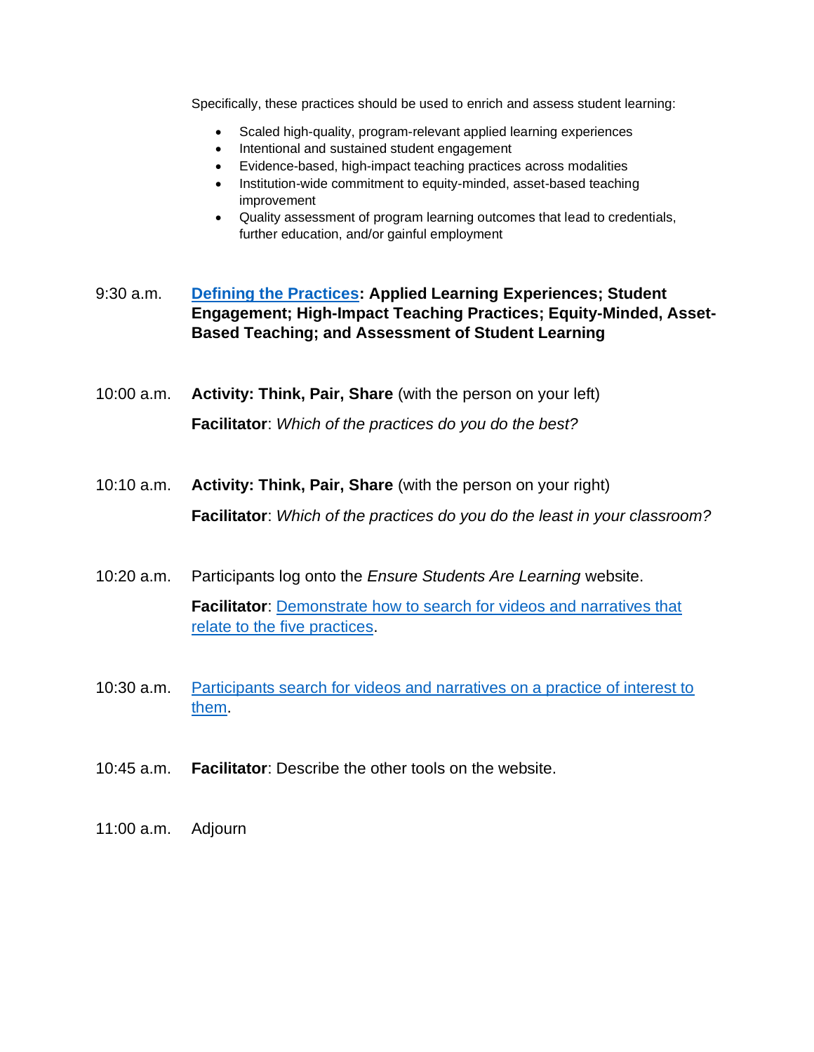Specifically, these practices should be used to enrich and assess student learning:

- Scaled high-quality, program-relevant applied learning experiences
- Intentional and sustained student engagement
- Evidence-based, high-impact teaching practices across modalities
- Institution-wide commitment to equity-minded, asset-based teaching improvement
- Quality assessment of program learning outcomes that lead to credentials, further education, and/or gainful employment

9:30 a.m. **Defining the Practices: Applied Learning Experiences; Student Engagement; High-Impact Teaching Practices; Equity-Minded, Asset-Based Teaching; and Assessment of Student Learning**

10:00 a.m. **Activity: Think, Pair, Share** (with the person on your left)

**Facilitator**: *Which of the practices do you do the best?*

10:10 a.m. **Activity: Think, Pair, Share** (with the person on your right)

**Facilitator**: *Which of the practices do you do the least in your classroom?*

10:20 a.m. Participants log onto the *Ensure Students Are Learning* website.

**Facilitator**: Demonstrate how to search for videos and narratives that relate to the five practices.

10:30 a.m. Participants search for videos and narratives on a practice of interest to them.

10:45 a.m. **Facilitator**: Describe the other tools on the website.

11:00 a.m. Adjourn